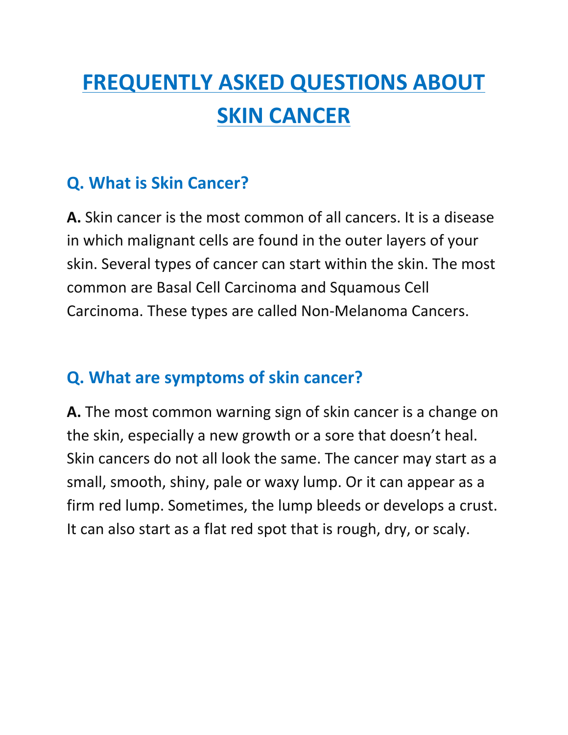# FREQUENTLY ASKED QUESTIONS ABOUT SKIN CANCER

## Q. What is Skin Cancer?

**A.** Skin cancer is the most common of all cancers. It is a disease in which malignant cells are found in the outer layers of your skin. Several types of cancer can start within the skin. The most common are Basal Cell Carcinoma and Squamous Cell Carcinoma. These types are called Non-Melanoma Cancers.

## Q. What are symptoms of skin cancer?

**A.** The most common warning sign of skin cancer is a change on the skin, especially a new growth or a sore that doesn't heal. Skin cancers do not all look the same. The cancer may start as a small, smooth, shiny, pale or waxy lump. Or it can appear as a firm red lump. Sometimes, the lump bleeds or develops a crust. It can also start as a flat red spot that is rough, dry, or scaly.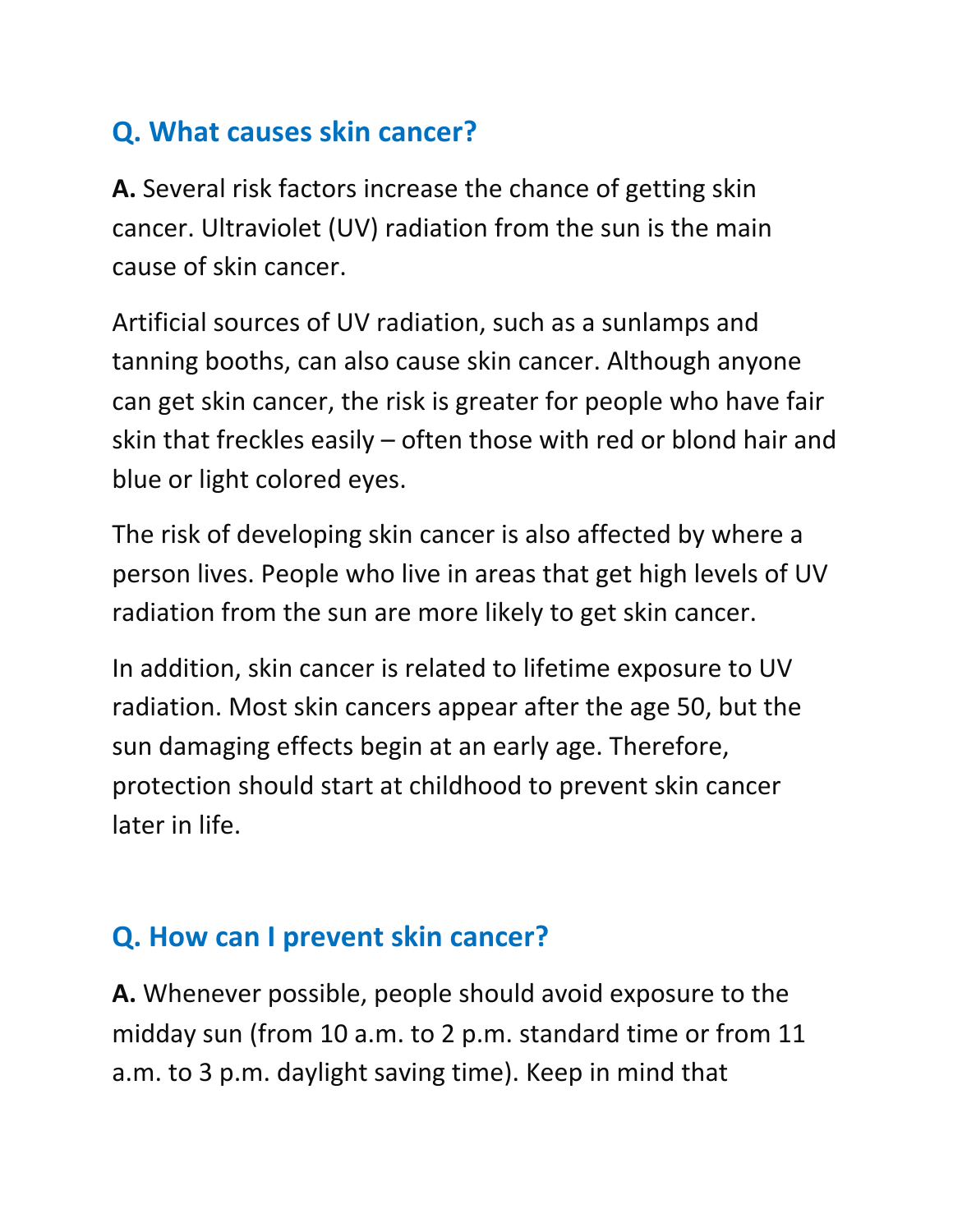## Q. What causes skin cancer?

**A.** Several risk factors increase the chance of getting skin cancer. Ultraviolet (UV) radiation from the sun is the main cause of skin cancer.

Artificial sources of UV radiation, such as a sunlamps and tanning booths, can also cause skin cancer. Although anyone can get skin cancer, the risk is greater for people who have fair skin that freckles easily – often those with red or blond hair and blue or light colored eyes.

The risk of developing skin cancer is also affected by where a person lives. People who live in areas that get high levels of UV radiation from the sun are more likely to get skin cancer.

In addition, skin cancer is related to lifetime exposure to UV radiation. Most skin cancers appear after the age 50, but the sun damaging effects begin at an early age. Therefore, protection should start at childhood to prevent skin cancer later in life.

## Q. How can I prevent skin cancer?

**A.** Whenever possible, people should avoid exposure to the midday sun (from 10 a.m. to 2 p.m. standard time or from 11 a.m. to 3 p.m. daylight saving time). Keep in mind that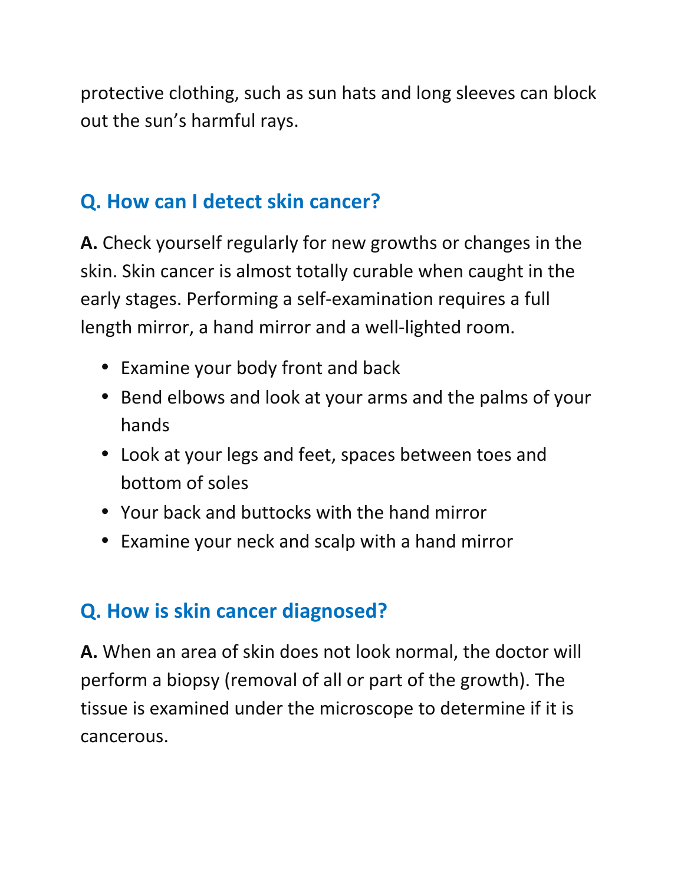protective clothing, such as sun hats and long sleeves can block out the sun's harmful rays.

## Q. How can I detect skin cancer?

**A.** Check yourself regularly for new growths or changes in the skin. Skin cancer is almost totally curable when caught in the early stages. Performing a self-examination requires a full length mirror, a hand mirror and a well-lighted room.

- Examine your body front and back
- Bend elbows and look at your arms and the palms of your hands
- Look at your legs and feet, spaces between toes and bottom of soles
- Your back and buttocks with the hand mirror
- Examine your neck and scalp with a hand mirror

## Q. How is skin cancer diagnosed?

**A.** When an area of skin does not look normal, the doctor will perform a biopsy (removal of all or part of the growth). The tissue is examined under the microscope to determine if it is cancerous.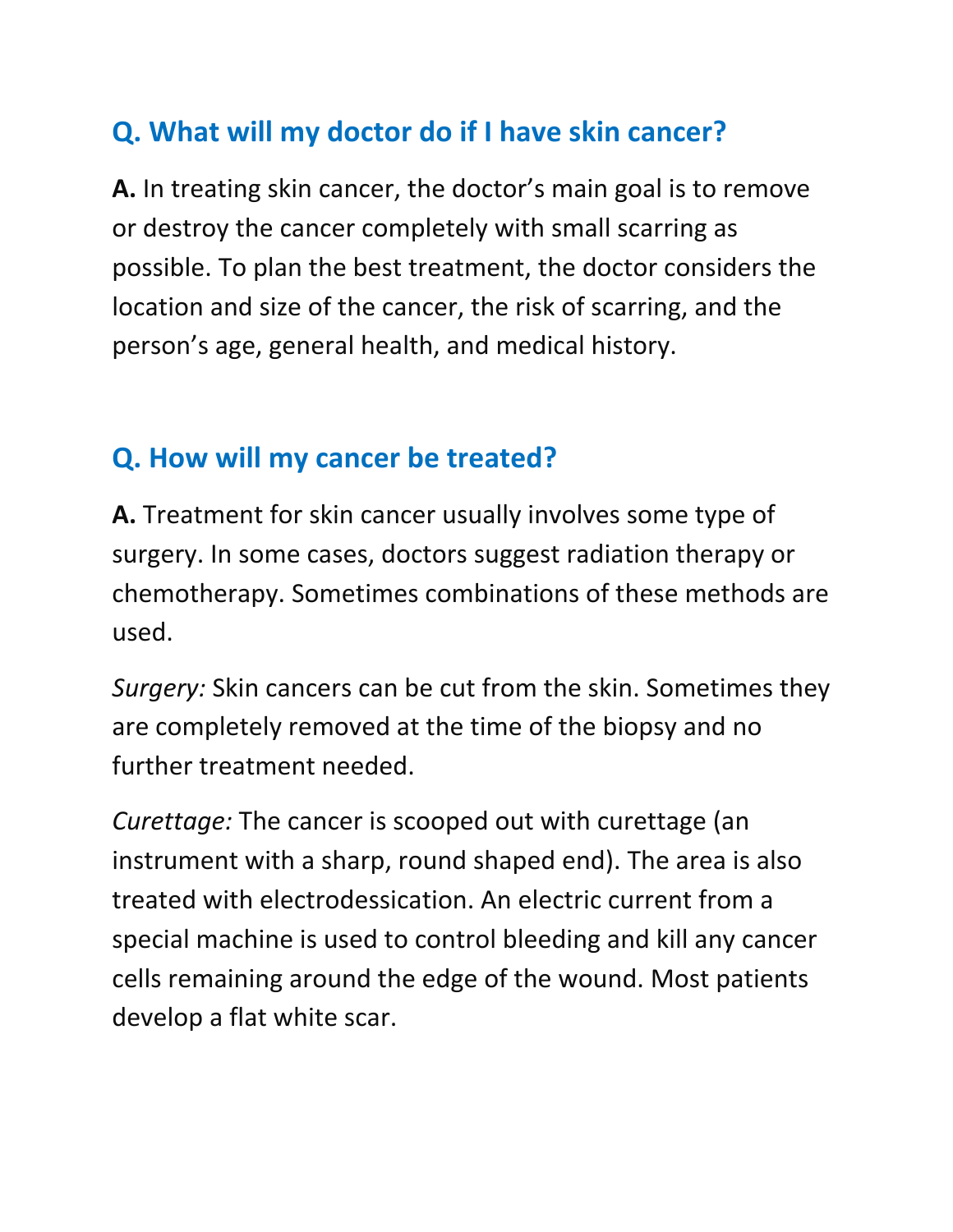## Q. What will my doctor do if I have skin cancer?

**A.** In treating skin cancer, the doctor's main goal is to remove or destroy the cancer completely with small scarring as possible. To plan the best treatment, the doctor considers the location and size of the cancer, the risk of scarring, and the person's age, general health, and medical history.

## Q. How will my cancer be treated?

**A.** Treatment for skin cancer usually involves some type of surgery. In some cases, doctors suggest radiation therapy or chemotherapy. Sometimes combinations of these methods are used.

*Surgery:* Skin cancers can be cut from the skin. Sometimes they are completely removed at the time of the biopsy and no further treatment needed.

*Curettage:* The cancer is scooped out with curettage (an instrument with a sharp, round shaped end). The area is also treated with electrodessication. An electric current from a special machine is used to control bleeding and kill any cancer cells remaining around the edge of the wound. Most patients develop a flat white scar.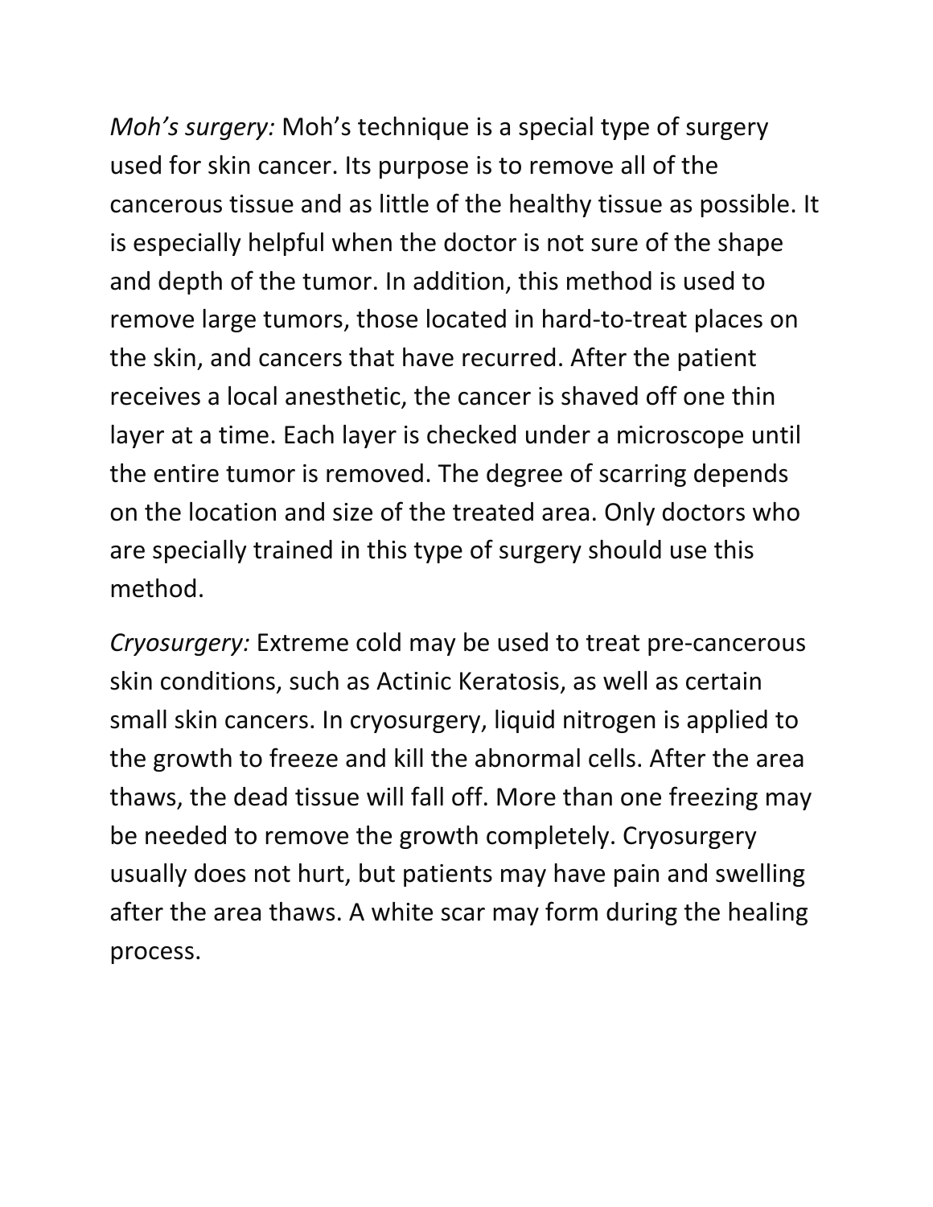*Moh's surgery:* Moh's technique is a special type of surgery used for skin cancer. Its purpose is to remove all of the cancerous tissue and as little of the healthy tissue as possible. It is especially helpful when the doctor is not sure of the shape and depth of the tumor. In addition, this method is used to remove large tumors, those located in hard-to-treat places on the skin, and cancers that have recurred. After the patient receives a local anesthetic, the cancer is shaved off one thin layer at a time. Each layer is checked under a microscope until the entire tumor is removed. The degree of scarring depends on the location and size of the treated area. Only doctors who are specially trained in this type of surgery should use this method.

*Cryosurgery:* Extreme cold may be used to treat pre-cancerous skin conditions, such as Actinic Keratosis, as well as certain small skin cancers. In cryosurgery, liquid nitrogen is applied to the growth to freeze and kill the abnormal cells. After the area thaws, the dead tissue will fall off. More than one freezing may be needed to remove the growth completely. Cryosurgery usually does not hurt, but patients may have pain and swelling after the area thaws. A white scar may form during the healing process.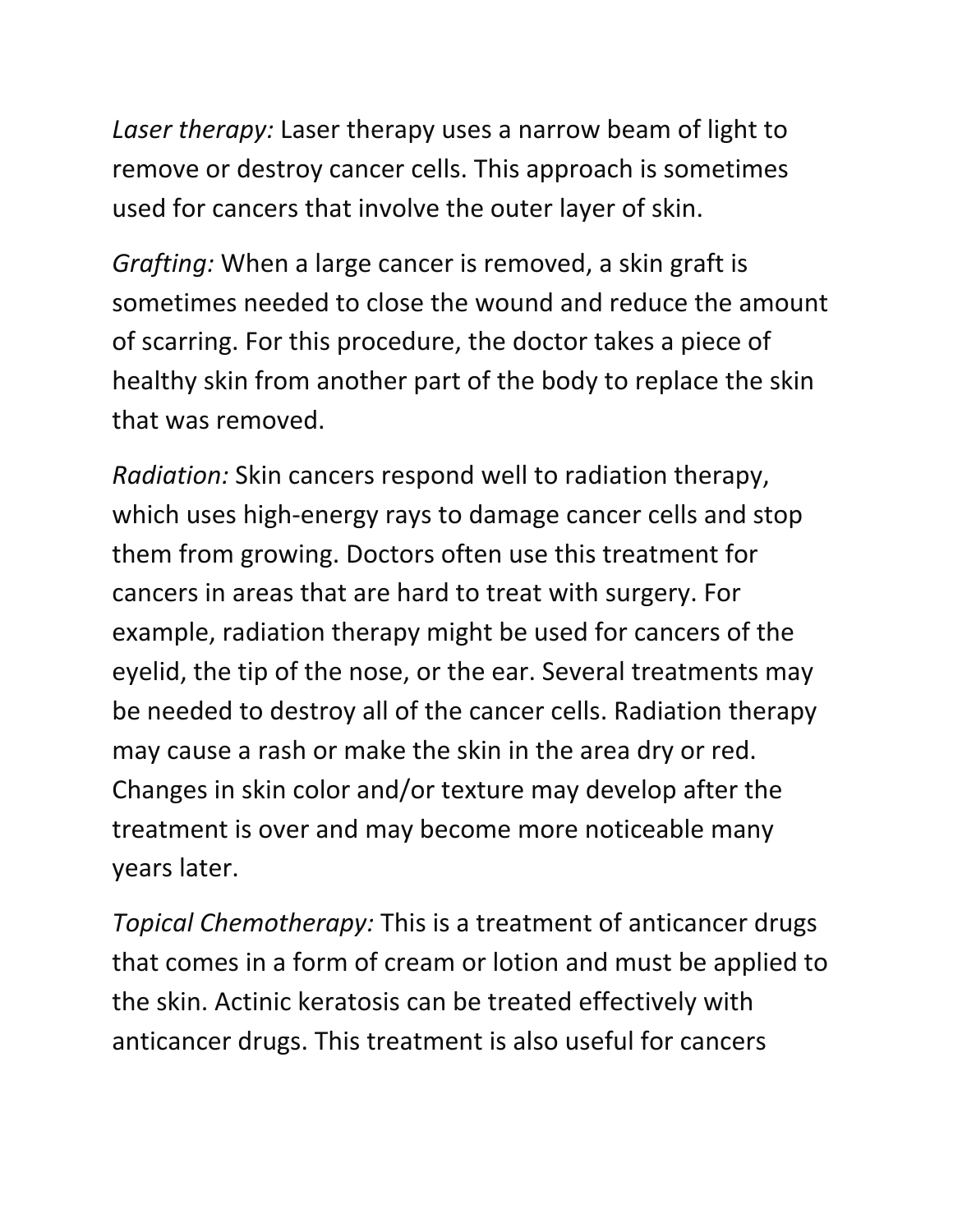*Laser therapy:* Laser therapy uses a narrow beam of light to remove or destroy cancer cells. This approach is sometimes used for cancers that involve the outer layer of skin.

*Grafting:* When a large cancer is removed, a skin graft is sometimes needed to close the wound and reduce the amount of scarring. For this procedure, the doctor takes a piece of healthy skin from another part of the body to replace the skin that was removed.

*Radiation:* Skin cancers respond well to radiation therapy, which uses high-energy rays to damage cancer cells and stop them from growing. Doctors often use this treatment for cancers in areas that are hard to treat with surgery. For example, radiation therapy might be used for cancers of the eyelid, the tip of the nose, or the ear. Several treatments may be needed to destroy all of the cancer cells. Radiation therapy may cause a rash or make the skin in the area dry or red. Changes in skin color and/or texture may develop after the treatment is over and may become more noticeable many years later.

*Topical Chemotherapy:* This is a treatment of anticancer drugs that comes in a form of cream or lotion and must be applied to the skin. Actinic keratosis can be treated effectively with anticancer drugs. This treatment is also useful for cancers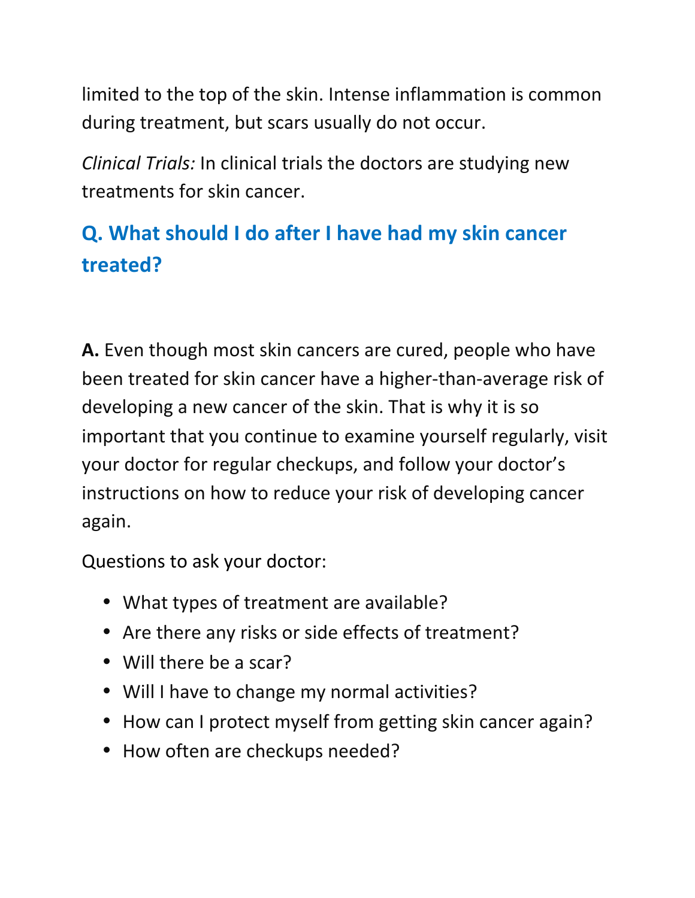limited to the top of the skin. Intense inflammation is common during treatment, but scars usually do not occur.

*Clinical Trials:* In clinical trials the doctors are studying new treatments for skin cancer.

## Q. What should I do after I have had my skin cancer treated?

**A.** Even though most skin cancers are cured, people who have been treated for skin cancer have a higher-than-average risk of developing a new cancer of the skin. That is why it is so important that you continue to examine yourself regularly, visit your doctor for regular checkups, and follow your doctor's instructions on how to reduce your risk of developing cancer again.

Questions to ask your doctor:

- What types of treatment are available?
- Are there any risks or side effects of treatment?
- Will there be a scar?
- Will I have to change my normal activities?
- How can I protect myself from getting skin cancer again?
- How often are checkups needed?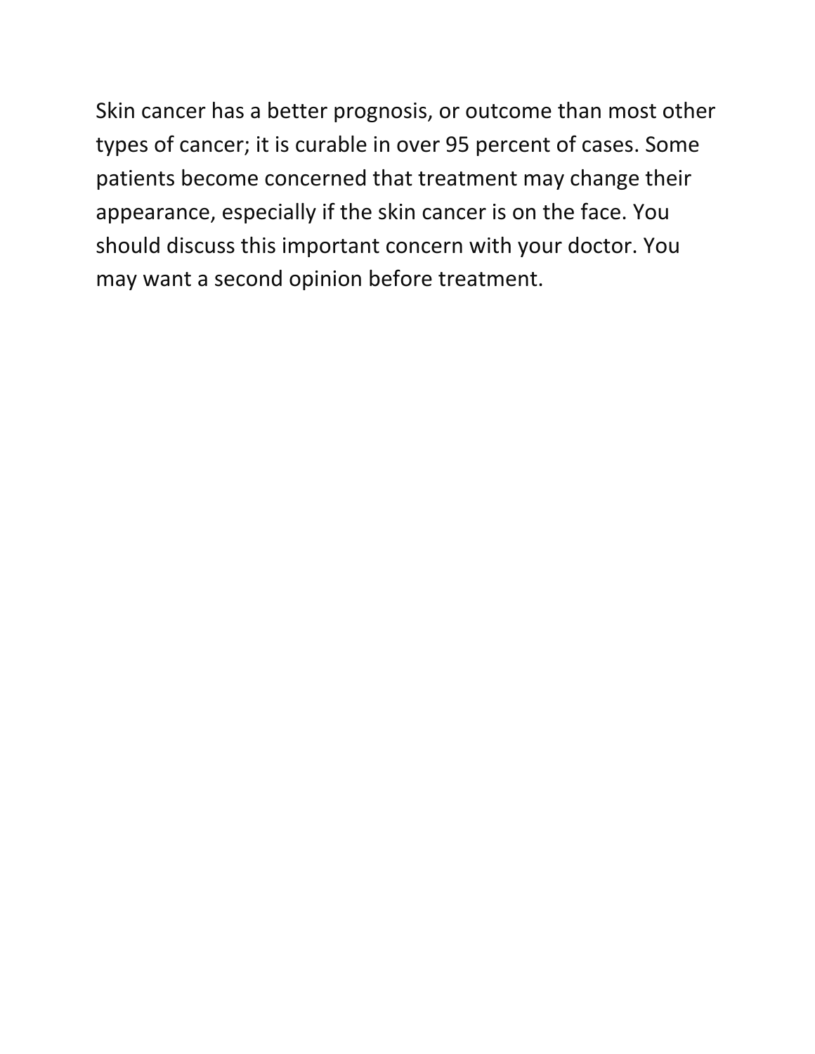Skin cancer has a better prognosis, or outcome than most other types of cancer; it is curable in over 95 percent of cases. Some patients become concerned that treatment may change their appearance, especially if the skin cancer is on the face. You should discuss this important concern with your doctor. You may want a second opinion before treatment.